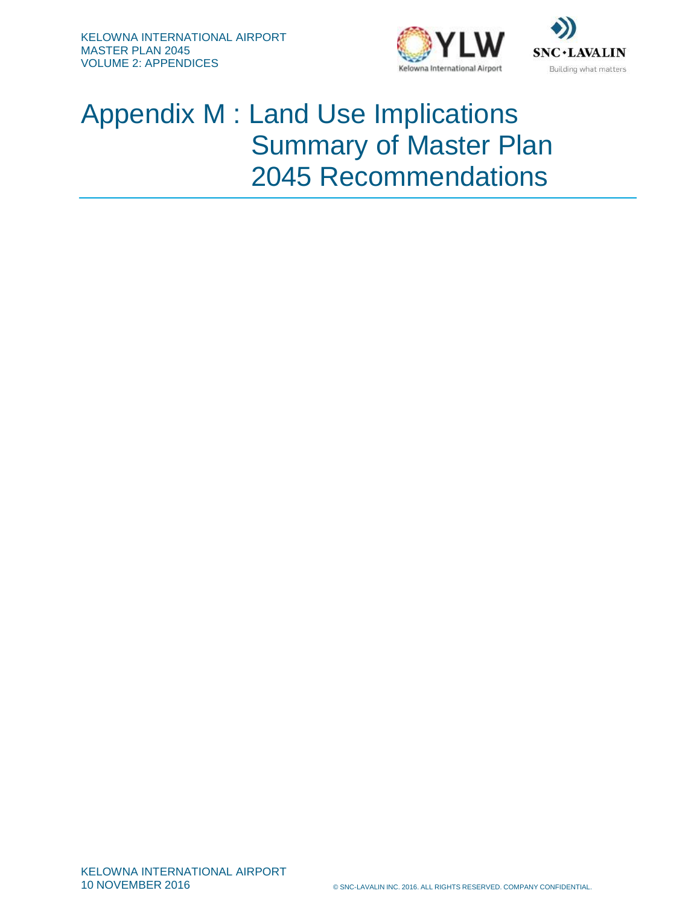# Appendix M : Land Use Implications Summary of Master Plan 2045 Recommendations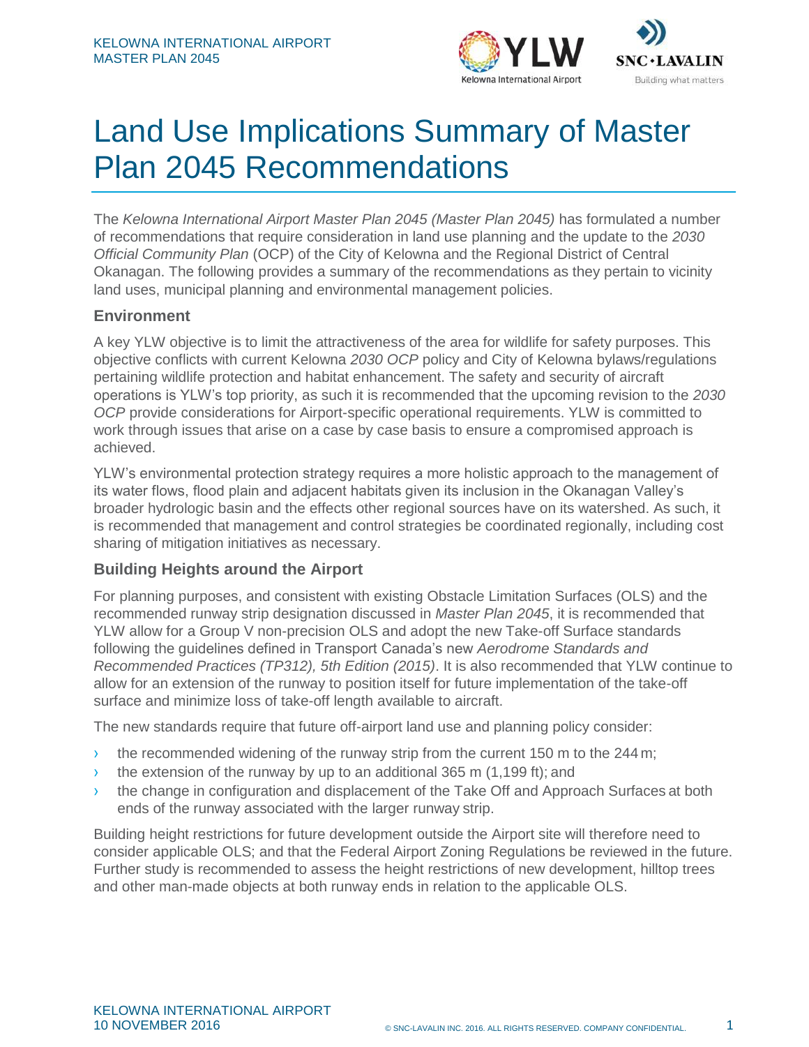# Land Use Implications Summary of Master Plan 2045 Recommendations

The *Kelowna International Airport Master Plan 2045 (Master Plan 2045)* has formulated a number of recommendations that require consideration in land use planning and the update to the *2030 Official Community Plan* (OCP) of the City of Kelowna and the Regional District of Central Okanagan. The following provides a summary of the recommendations as they pertain to vicinity land uses, municipal planning and environmental management policies.

## Environment

A key YLW objective is to limit the attractiveness of the area for wildlife for safety purposes. This objective conflicts with current Kelowna *2030 OCP* policy and City of Kelowna bylaws/regulations pertaining wildlife protection and habitat enhancement. The safety and security of aircraft operations is YLW's top priority, as such it is recommended that the upcoming revision to the *2030 OCP* provide considerations for Airport-specific operational requirements. YLW is committed to work through issues that arise on a case by case basis to ensure a compromised approach is achieved.

YLW's environmental protection strategy requires a more holistic approach to the management of its water flows, flood plain and adjacent habitats given its inclusion in the Okanagan Valley's broader hydrologic basin and the effects other regional sources have on its watershed. As such, it is recommended that management and control strategies be coordinated regionally, including cost sharing of mitigation initiatives as necessary.

## Building Heights around the Airport

For planning purposes, and consistent with existing Obstacle Limitation Surfaces (OLS) and the recommended runway strip designation discussed in *Master Plan 2045*, it is recommended that YLW allow for a Group V non-precision OLS and adopt the new Take-off Surface standards following the guidelines defined in Transport Canada's new *Aerodrome Standards and Recommended Practices (TP312), 5th Edition (2015)*. It is also recommended that YLW continue to allow for an extension of the runway to position itself for future implementation of the take-off surface and minimize loss of take-off length available to aircraft.

The new standards require that future off-airport land use and planning policy consider:

- the recommended widening of the runway strip from the current 150 m to the 244 m;
- the extension of the runway by up to an additional 365 m (1,199 ft); and
- the change in configuration and displacement of the Take Off and Approach Surfaces at both ends of the runway associated with the larger runway strip.

Building height restrictions for future development outside the Airport site will therefore need to consider applicable OLS; and that the Federal Airport Zoning Regulations be reviewed in the future. Further study is recommended to assess the height restrictions of new development, hilltop trees and other man-made objects at both runway ends in relation to the applicable OLS.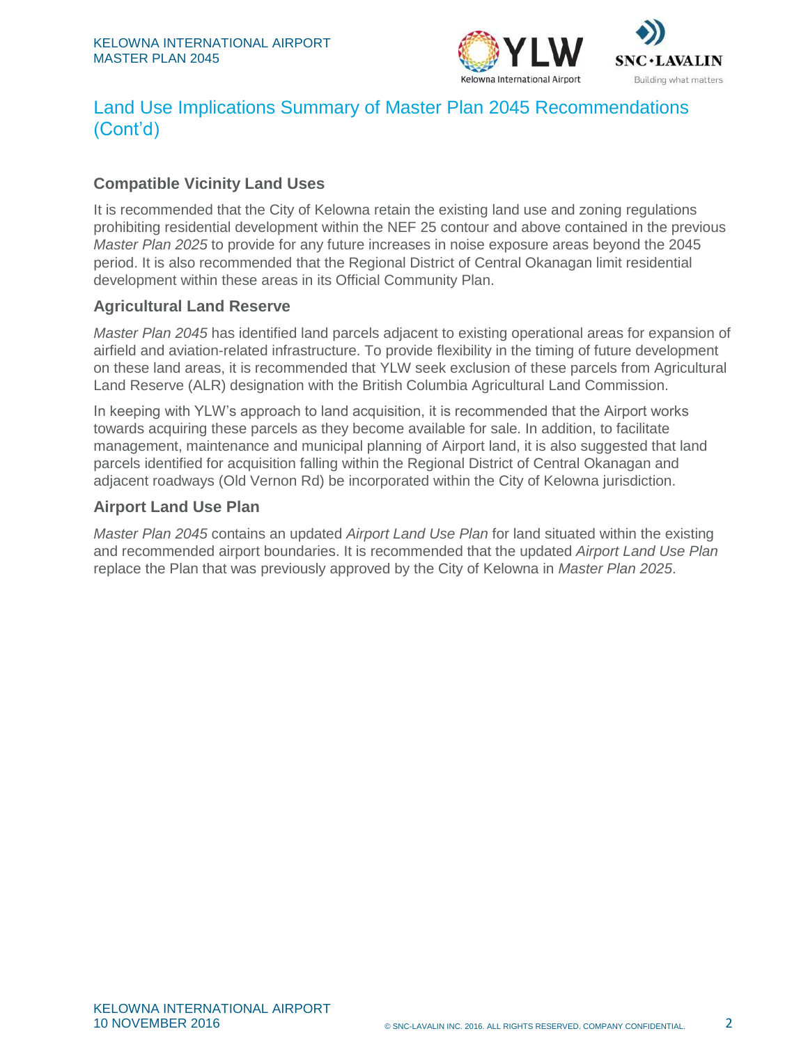# Land Use Implications Summary of Master Plan 2045 Recommendations (Cont'd)

## Compatible Vicinity Land Uses

It is recommended that the City of Kelowna retain the existing land use and zoning regulations prohibiting residential development within the NEF 25 contour and above contained in the previous *Master Plan 2025* to provide for any future increases in noise exposure areas beyond the 2045 period. It is also recommended that the Regional District of Central Okanagan limit residential development within these areas in its Official Community Plan.

## Agricultural Land Reserve

*Master Plan 2045* has identified land parcels adjacent to existing operational areas for expansion of airfield and aviation-related infrastructure. To provide flexibility in the timing of future development on these land areas, it is recommended that YLW seek exclusion of these parcels from Agricultural Land Reserve (ALR) designation with the British Columbia Agricultural Land Commission.

In keeping with YLW's approach to land acquisition, it is recommended that the Airport works towards acquiring these parcels as they become available for sale. In addition, to facilitate management, maintenance and municipal planning of Airport land, it is also suggested that land parcels identified for acquisition falling within the Regional District of Central Okanagan and adjacent roadways (Old Vernon Rd) be incorporated within the City of Kelowna jurisdiction.

## Airport Land Use Plan

*Master Plan 2045* contains an updated *Airport Land Use Plan* for land situated within the existing and recommended airport boundaries. It is recommended that the updated *Airport Land Use Plan* replace the Plan that was previously approved by the City of Kelowna in *Master Plan 2025*.